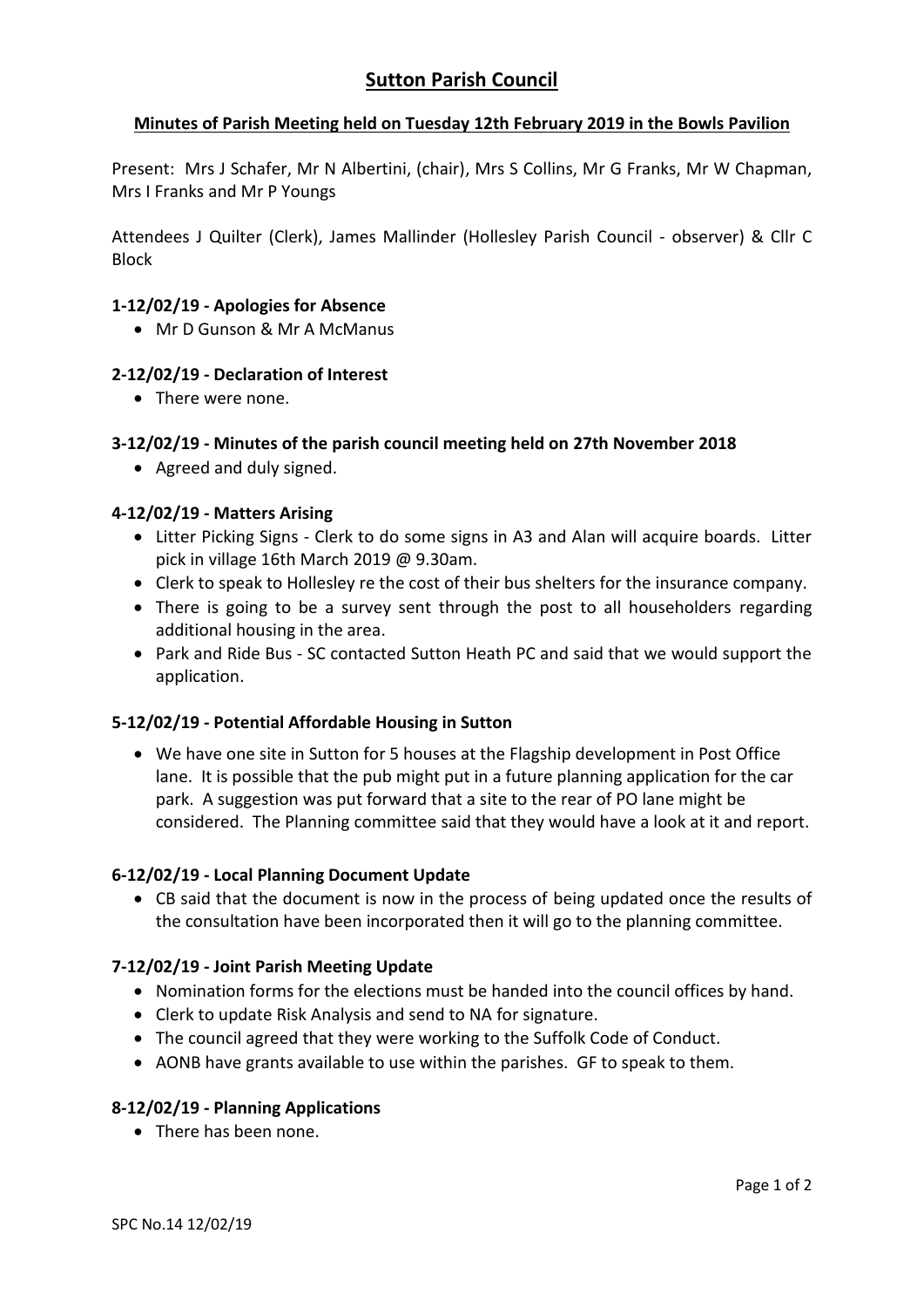# Sutton Parish Council

## Minutes of Parish Meeting held on Tuesday 12th February 2019 in the Bowls Pavilion

Present: Mrs J Schafer, Mr N Albertini, (chair), Mrs S Collins, Mr G Franks, Mr W Chapman, Mrs I Franks and Mr P Youngs

Attendees J Quilter (Clerk), James Mallinder (Hollesley Parish Council - observer) & Cllr C Block

### 1-12/02/19 - Apologies for Absence

- Mr D Gunson & Mr A McManus

### 2-12/02/19 - Declaration of Interest

- There were none.

### 3-12/02/19 - Minutes of the parish council meeting held on 27th November 2018

- Agreed and duly signed.

### 4-12/02/19 - Matters Arising

- Litter Picking Signs - Clerk to do some signs in A3 and Alan will acquire boards. Litter pick in village 16th March 2019 @ 9.30am.
- Clerk to speak to Hollesley re the cost of their bus shelters for the insurance company.
- There is going to be a survey sent through the post to all householders regarding additional housing in the area.
- Park and Ride Bus - SC contacted Sutton Heath PC and said that we would support the application.

### 5-12/02/19 - Potential Affordable Housing in Sutton

- We have one site in Sutton for 5 houses at the Flagship development in Post Office lane. It is possible that the pub might put in a future planning application for the car park. A suggestion was put forward that a site to the rear of PO lane might be considered. The Planning committee said that they would have a look at it and report.

### 6-12/02/19 - Local Planning Document Update

- CB said that the document is now in the process of being updated once the results of the consultation have been incorporated then it will go to the planning committee.

### 7-12/02/19 - Joint Parish Meeting Update

- Nomination forms for the elections must be handed into the council offices by hand.
- Clerk to update Risk Analysis and send to NA for signature.
- The council agreed that they were working to the Suffolk Code of Conduct.
- AONB have grants available to use within the parishes. GF to speak to them.

### 8-12/02/19 - Planning Applications

- There has been none.

SPC No.14 12/02/19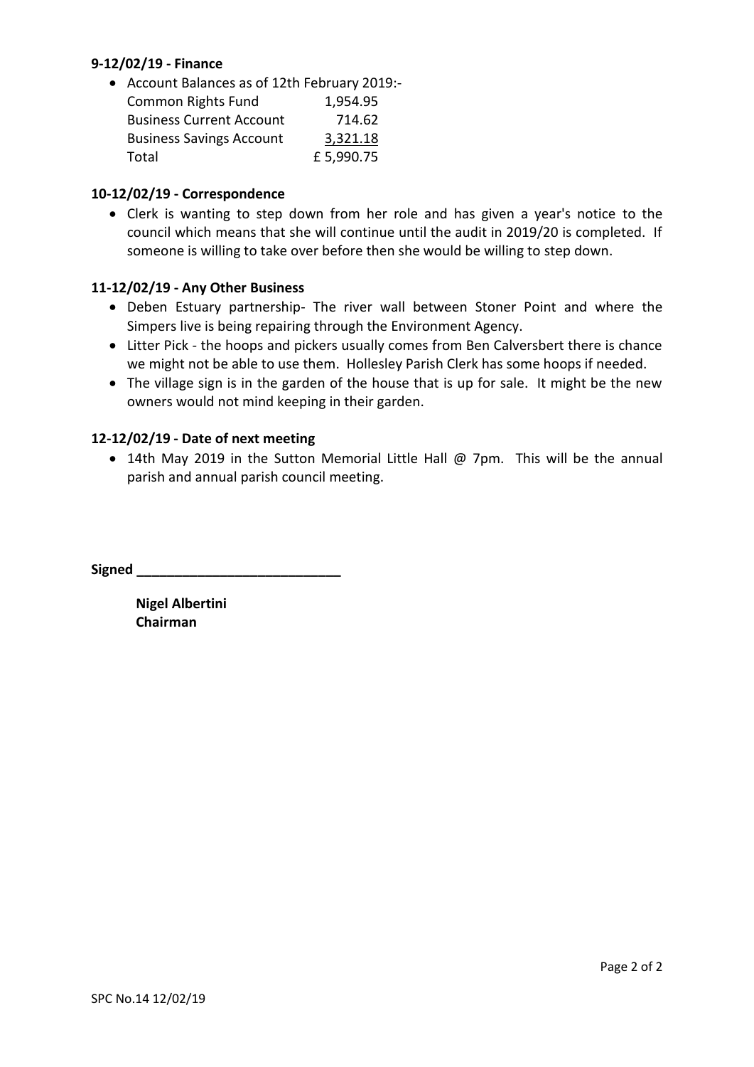**9-12/02/19 - Finance**

- Account Balances as of 12th February 2019:-

| | |
|---|---|
| Common Rights Fund | 1,954.95 |
| Business Current Account | 714.62 |
| Business Savings Account | 3,321.18 |
| Total | £ 5,990.75 |

**10-12/02/19 - Correspondence**

- Clerk is wanting to step down from her role and has given a year's notice to the council which means that she will continue until the audit in 2019/20 is completed. If someone is willing to take over before then she would be willing to step down.

**11-12/02/19 - Any Other Business**

- Deben Estuary partnership- The river wall between Stoner Point and where the Simpers live is being repairing through the Environment Agency.
- Litter Pick - the hoops and pickers usually comes from Ben Calversbert there is chance we might not be able to use them. Hollesley Parish Clerk has some hoops if needed.
- The village sign is in the garden of the house that is up for sale. It might be the new owners would not mind keeping in their garden.

**12-12/02/19 - Date of next meeting**

- 14th May 2019 in the Sutton Memorial Little Hall @ 7pm. This will be the annual parish and annual parish council meeting.

**Signed \_\_\_\_\_\_\_\_\_\_\_\_\_\_\_\_\_\_\_\_\_\_\_\_\_\_\_\_**

**Nigel Albertini**
**Chairman**

SPC No.14 12/02/19